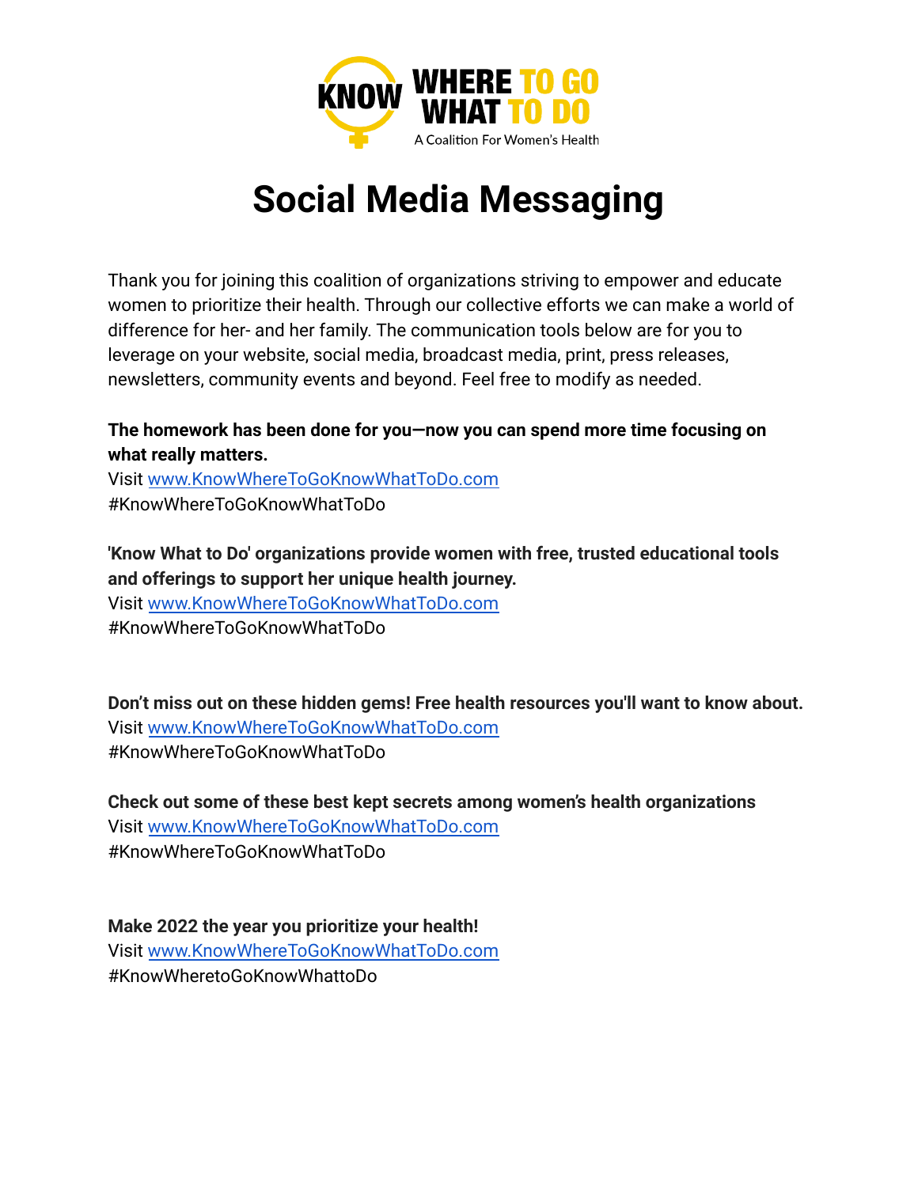KNOW WHERE TO GO WHAT TO DO

A Coalition For Women's Health

# Social Media Messaging

Thank you for joining this coalition of organizations striving to empower and educate women to prioritize their health. Through our collective efforts we can make a world of difference for her- and her family. The communication tools below are for you to leverage on your website, social media, broadcast media, print, press releases, newsletters, community events and beyond. Feel free to modify as needed.

**The homework has been done for you—now you can spend more time focusing on what really matters.**
Visit www.KnowWhereToGoKnowWhatToDo.com
#KnowWhereToGoKnowWhatToDo

**'Know What to Do' organizations provide women with free, trusted educational tools and offerings to support her unique health journey.**
Visit www.KnowWhereToGoKnowWhatToDo.com
#KnowWhereToGoKnowWhatToDo

**Don't miss out on these hidden gems! Free health resources you'll want to know about.**
Visit www.KnowWhereToGoKnowWhatToDo.com
#KnowWhereToGoKnowWhatToDo

**Check out some of these best kept secrets among women's health organizations**
Visit www.KnowWhereToGoKnowWhatToDo.com
#KnowWhereToGoKnowWhatToDo

**Make 2022 the year you prioritize your health!**
Visit www.KnowWhereToGoKnowWhatToDo.com
#KnowWheretoGoKnowWhattoDo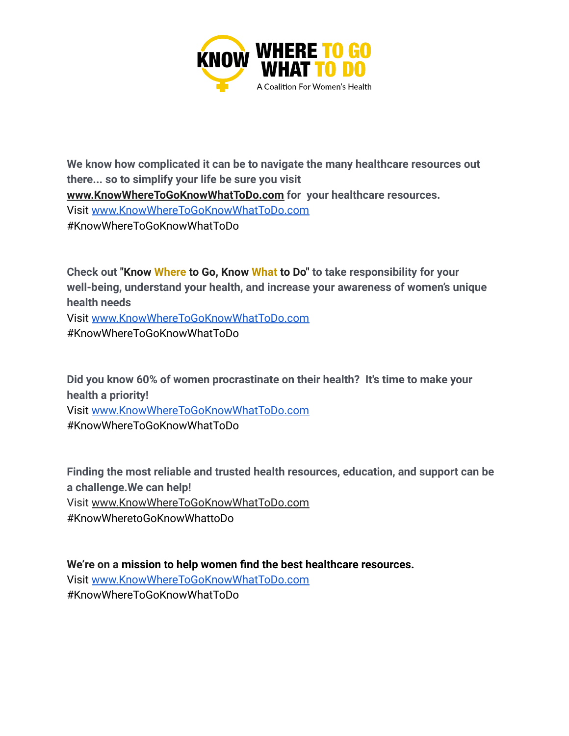**KNOW WHERE TO GO WHAT TO DO**
A Coalition For Women's Health

**We know how complicated it can be to navigate the many healthcare resources out there... so to simplify your life be sure you visit www.KnowWhereToGoKnowWhatToDo.com for your healthcare resources.**
Visit www.KnowWhereToGoKnowWhatToDo.com
#KnowWhereToGoKnowWhatToDo

**Check out "Know Where to Go, Know What to Do" to take responsibility for your well-being, understand your health, and increase your awareness of women's unique health needs**
Visit www.KnowWhereToGoKnowWhatToDo.com
#KnowWhereToGoKnowWhatToDo

**Did you know 60% of women procrastinate on their health? It's time to make your health a priority!**
Visit www.KnowWhereToGoKnowWhatToDo.com
#KnowWhereToGoKnowWhatToDo

**Finding the most reliable and trusted health resources, education, and support can be a challenge.We can help!**
Visit www.KnowWhereToGoKnowWhatToDo.com
#KnowWheretoGoKnowWhattoDo

**We're on a mission to help women find the best healthcare resources.**
Visit www.KnowWhereToGoKnowWhatToDo.com
#KnowWhereToGoKnowWhatToDo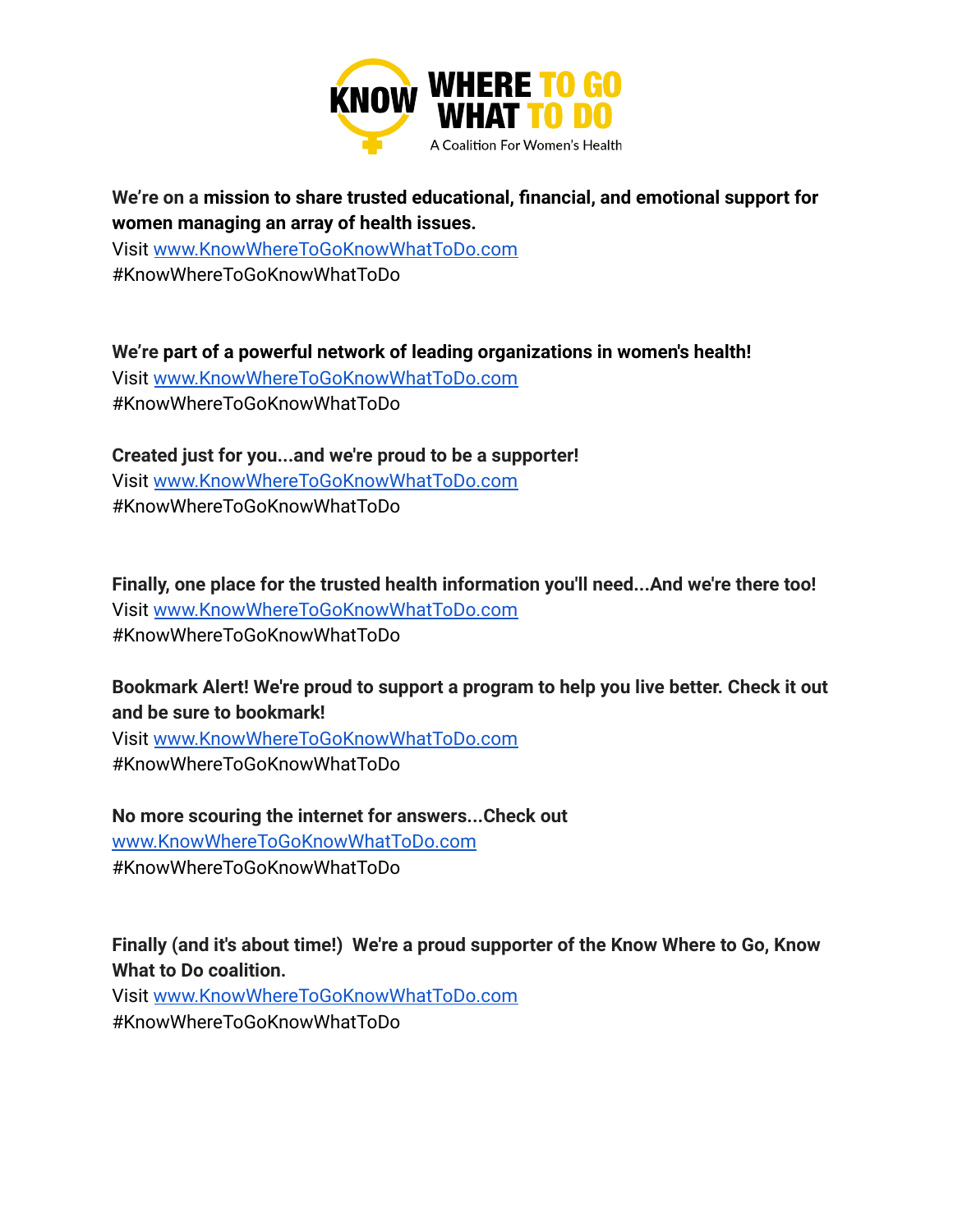**KNOW WHERE TO GO WHAT TO DO**

A Coalition For Women's Health

**We're on a mission to share trusted educational, financial, and emotional support for women managing an array of health issues.**
Visit [www.KnowWhereToGoKnowWhatToDo.com](http://www.KnowWhereToGoKnowWhatToDo.com)
#KnowWhereToGoKnowWhatToDo

**We're part of a powerful network of leading organizations in women's health!**
Visit [www.KnowWhereToGoKnowWhatToDo.com](http://www.KnowWhereToGoKnowWhatToDo.com)
#KnowWhereToGoKnowWhatToDo

**Created just for you...and we're proud to be a supporter!**
Visit [www.KnowWhereToGoKnowWhatToDo.com](http://www.KnowWhereToGoKnowWhatToDo.com)
#KnowWhereToGoKnowWhatToDo

**Finally, one place for the trusted health information you'll need...And we're there too!**
Visit [www.KnowWhereToGoKnowWhatToDo.com](http://www.KnowWhereToGoKnowWhatToDo.com)
#KnowWhereToGoKnowWhatToDo

**Bookmark Alert! We're proud to support a program to help you live better. Check it out and be sure to bookmark!**
Visit [www.KnowWhereToGoKnowWhatToDo.com](http://www.KnowWhereToGoKnowWhatToDo.com)
#KnowWhereToGoKnowWhatToDo

**No more scouring the internet for answers...Check out**
[www.KnowWhereToGoKnowWhatToDo.com](http://www.KnowWhereToGoKnowWhatToDo.com)
#KnowWhereToGoKnowWhatToDo

**Finally (and it's about time!) We're a proud supporter of the Know Where to Go, Know What to Do coalition.**
Visit [www.KnowWhereToGoKnowWhatToDo.com](http://www.KnowWhereToGoKnowWhatToDo.com)
#KnowWhereToGoKnowWhatToDo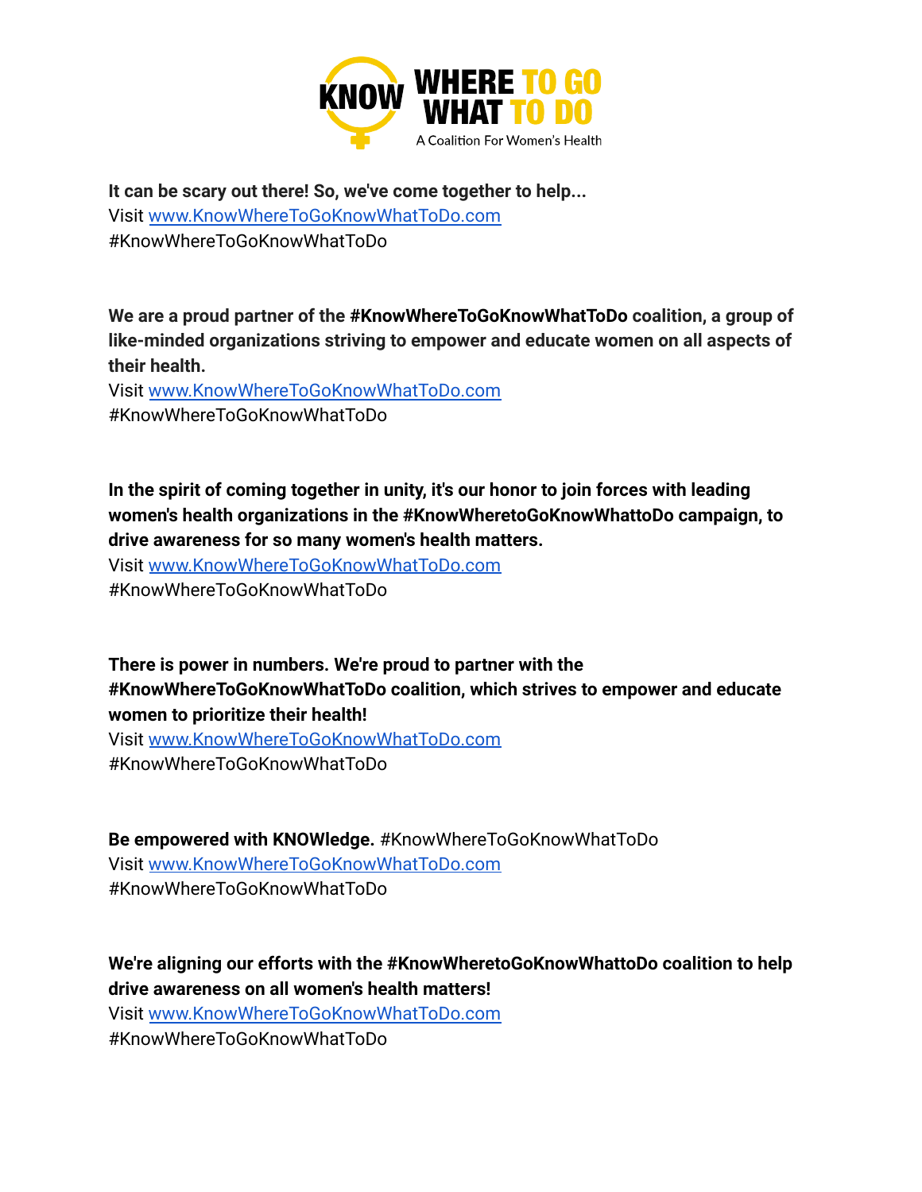**It can be scary out there! So, we've come together to help...**
Visit [www.KnowWhereToGoKnowWhatToDo.com](http://www.KnowWhereToGoKnowWhatToDo.com)
#KnowWhereToGoKnowWhatToDo

**We are a proud partner of the #KnowWhereToGoKnowWhatToDo coalition, a group of like-minded organizations striving to empower and educate women on all aspects of their health.**
Visit [www.KnowWhereToGoKnowWhatToDo.com](http://www.KnowWhereToGoKnowWhatToDo.com)
#KnowWhereToGoKnowWhatToDo

**In the spirit of coming together in unity, it's our honor to join forces with leading women's health organizations in the #KnowWheretoGoKnowWhattoDo campaign, to drive awareness for so many women's health matters.**
Visit [www.KnowWhereToGoKnowWhatToDo.com](http://www.KnowWhereToGoKnowWhatToDo.com)
#KnowWhereToGoKnowWhatToDo

**There is power in numbers. We're proud to partner with the #KnowWhereToGoKnowWhatToDo coalition, which strives to empower and educate women to prioritize their health!**
Visit [www.KnowWhereToGoKnowWhatToDo.com](http://www.KnowWhereToGoKnowWhatToDo.com)
#KnowWhereToGoKnowWhatToDo

**Be empowered with KNOWledge.** #KnowWhereToGoKnowWhatToDo
Visit [www.KnowWhereToGoKnowWhatToDo.com](http://www.KnowWhereToGoKnowWhatToDo.com)
#KnowWhereToGoKnowWhatToDo

**We're aligning our efforts with the #KnowWheretoGoKnowWhattoDo coalition to help drive awareness on all women's health matters!**
Visit [www.KnowWhereToGoKnowWhatToDo.com](http://www.KnowWhereToGoKnowWhatToDo.com)
#KnowWhereToGoKnowWhatToDo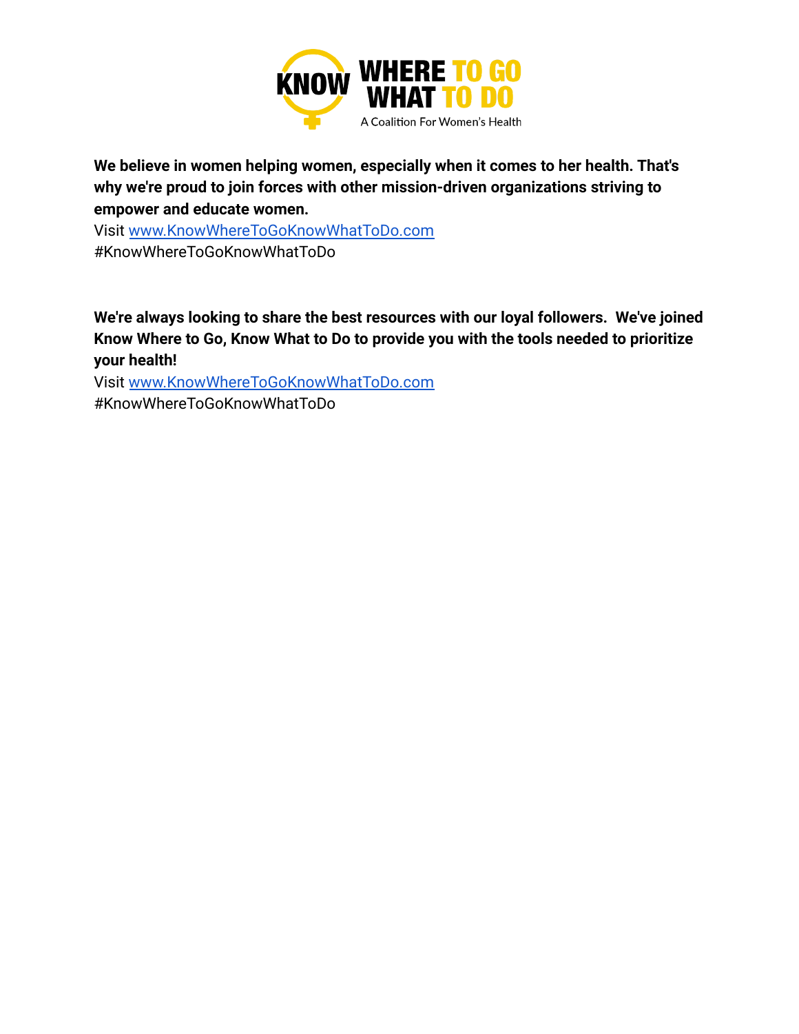**We believe in women helping women, especially when it comes to her health. That's why we're proud to join forces with other mission-driven organizations striving to empower and educate women.**

Visit www.KnowWhereToGoKnowWhatToDo.com

#KnowWhereToGoKnowWhatToDo

**We're always looking to share the best resources with our loyal followers. We've joined Know Where to Go, Know What to Do to provide you with the tools needed to prioritize your health!**

Visit www.KnowWhereToGoKnowWhatToDo.com

#KnowWhereToGoKnowWhatToDo